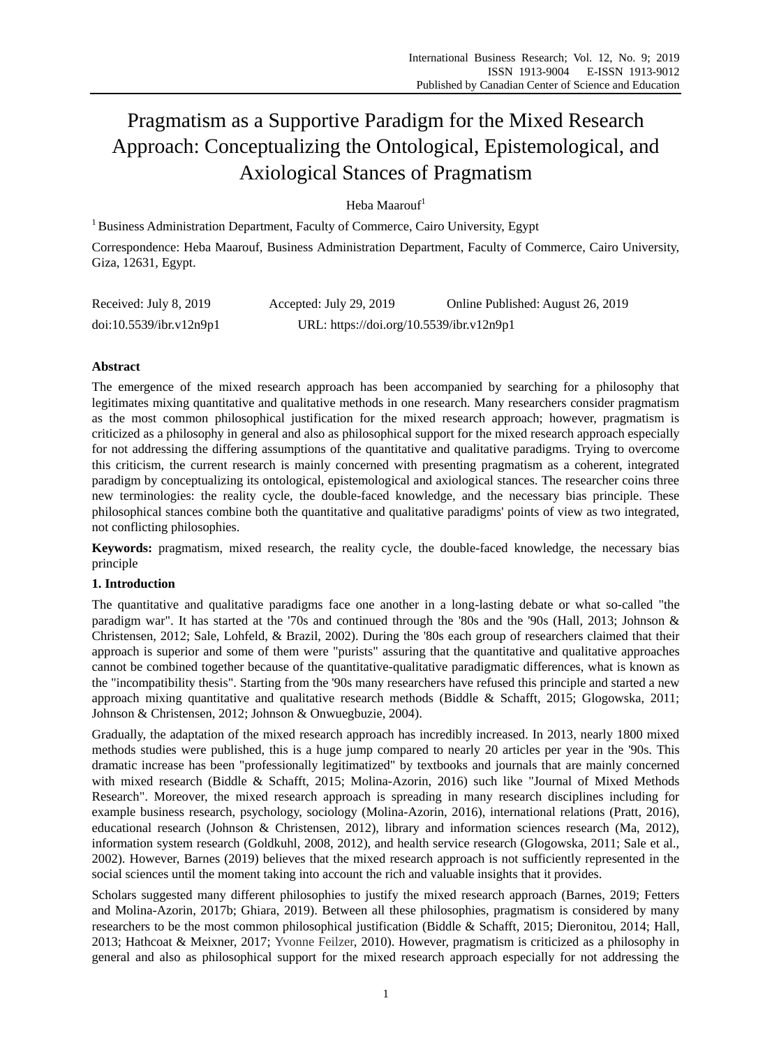# Pragmatism as a Supportive Paradigm for the Mixed Research Approach: Conceptualizing the Ontological, Epistemological, and Axiological Stances of Pragmatism

Heba Maarouf[1]

[1] Business Administration Department, Faculty of Commerce, Cairo University, Egypt

Correspondence: Heba Maarouf, Business Administration Department, Faculty of Commerce, Cairo University, Giza, 12631, Egypt.

Received: July 8, 2019　　Accepted: July 29, 2019　　Online Published: August 26, 2019

doi:10.5539/ibr.v12n9p1　　URL: https://doi.org/10.5539/ibr.v12n9p1

## Abstract

The emergence of the mixed research approach has been accompanied by searching for a philosophy that legitimates mixing quantitative and qualitative methods in one research. Many researchers consider pragmatism as the most common philosophical justification for the mixed research approach; however, pragmatism is criticized as a philosophy in general and also as philosophical support for the mixed research approach especially for not addressing the differing assumptions of the quantitative and qualitative paradigms. Trying to overcome this criticism, the current research is mainly concerned with presenting pragmatism as a coherent, integrated paradigm by conceptualizing its ontological, epistemological and axiological stances. The researcher coins three new terminologies: the reality cycle, the double-faced knowledge, and the necessary bias principle. These philosophical stances combine both the quantitative and qualitative paradigms' points of view as two integrated, not conflicting philosophies.

**Keywords:** pragmatism, mixed research, the reality cycle, the double-faced knowledge, the necessary bias principle

## 1. Introduction

The quantitative and qualitative paradigms face one another in a long-lasting debate or what so-called "the paradigm war". It has started at the '70s and continued through the '80s and the '90s (Hall, 2013; Johnson & Christensen, 2012; Sale, Lohfeld, & Brazil, 2002). During the '80s each group of researchers claimed that their approach is superior and some of them were "purists" assuring that the quantitative and qualitative approaches cannot be combined together because of the quantitative-qualitative paradigmatic differences, what is known as the "incompatibility thesis". Starting from the '90s many researchers have refused this principle and started a new approach mixing quantitative and qualitative research methods (Biddle & Schafft, 2015; Glogowska, 2011; Johnson & Christensen, 2012; Johnson & Onwuegbuzie, 2004).

Gradually, the adaptation of the mixed research approach has incredibly increased. In 2013, nearly 1800 mixed methods studies were published, this is a huge jump compared to nearly 20 articles per year in the '90s. This dramatic increase has been "professionally legitimatized" by textbooks and journals that are mainly concerned with mixed research (Biddle & Schafft, 2015; Molina-Azorin, 2016) such like "Journal of Mixed Methods Research". Moreover, the mixed research approach is spreading in many research disciplines including for example business research, psychology, sociology (Molina-Azorin, 2016), international relations (Pratt, 2016), educational research (Johnson & Christensen, 2012), library and information sciences research (Ma, 2012), information system research (Goldkuhl, 2008, 2012), and health service research (Glogowska, 2011; Sale et al., 2002). However, Barnes (2019) believes that the mixed research approach is not sufficiently represented in the social sciences until the moment taking into account the rich and valuable insights that it provides.

Scholars suggested many different philosophies to justify the mixed research approach (Barnes, 2019; Fetters and Molina-Azorin, 2017b; Ghiara, 2019). Between all these philosophies, pragmatism is considered by many researchers to be the most common philosophical justification (Biddle & Schafft, 2015; Dieronitou, 2014; Hall, 2013; Hathcoat & Meixner, 2017; Yvonne Feilzer, 2010). However, pragmatism is criticized as a philosophy in general and also as philosophical support for the mixed research approach especially for not addressing the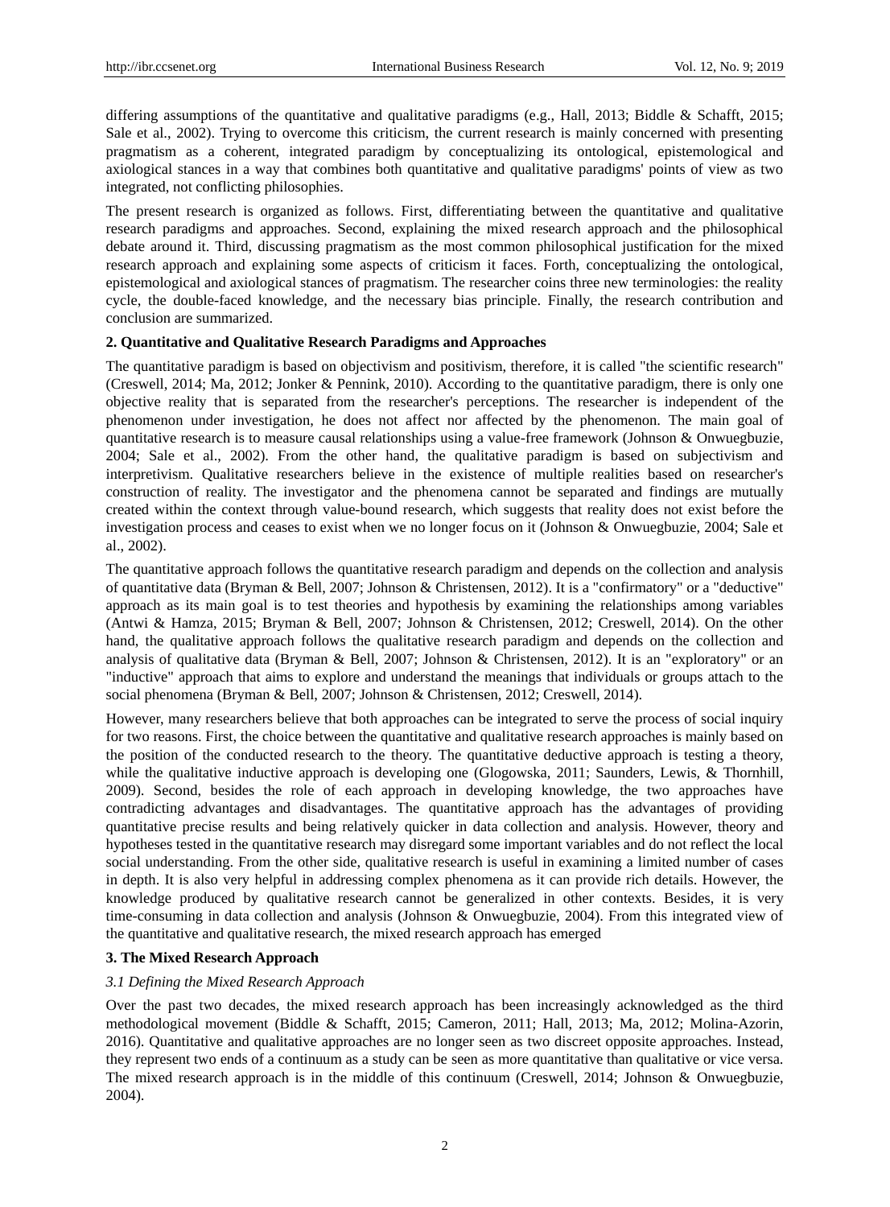differing assumptions of the quantitative and qualitative paradigms (e.g., Hall, 2013; Biddle & Schafft, 2015; Sale et al., 2002). Trying to overcome this criticism, the current research is mainly concerned with presenting pragmatism as a coherent, integrated paradigm by conceptualizing its ontological, epistemological and axiological stances in a way that combines both quantitative and qualitative paradigms' points of view as two integrated, not conflicting philosophies.

The present research is organized as follows. First, differentiating between the quantitative and qualitative research paradigms and approaches. Second, explaining the mixed research approach and the philosophical debate around it. Third, discussing pragmatism as the most common philosophical justification for the mixed research approach and explaining some aspects of criticism it faces. Forth, conceptualizing the ontological, epistemological and axiological stances of pragmatism. The researcher coins three new terminologies: the reality cycle, the double-faced knowledge, and the necessary bias principle. Finally, the research contribution and conclusion are summarized.

## 2. Quantitative and Qualitative Research Paradigms and Approaches

The quantitative paradigm is based on objectivism and positivism, therefore, it is called "the scientific research" (Creswell, 2014; Ma, 2012; Jonker & Pennink, 2010). According to the quantitative paradigm, there is only one objective reality that is separated from the researcher's perceptions. The researcher is independent of the phenomenon under investigation, he does not affect nor affected by the phenomenon. The main goal of quantitative research is to measure causal relationships using a value-free framework (Johnson & Onwuegbuzie, 2004; Sale et al., 2002). From the other hand, the qualitative paradigm is based on subjectivism and interpretivism. Qualitative researchers believe in the existence of multiple realities based on researcher's construction of reality. The investigator and the phenomena cannot be separated and findings are mutually created within the context through value-bound research, which suggests that reality does not exist before the investigation process and ceases to exist when we no longer focus on it (Johnson & Onwuegbuzie, 2004; Sale et al., 2002).

The quantitative approach follows the quantitative research paradigm and depends on the collection and analysis of quantitative data (Bryman & Bell, 2007; Johnson & Christensen, 2012). It is a "confirmatory" or a "deductive" approach as its main goal is to test theories and hypothesis by examining the relationships among variables (Antwi & Hamza, 2015; Bryman & Bell, 2007; Johnson & Christensen, 2012; Creswell, 2014). On the other hand, the qualitative approach follows the qualitative research paradigm and depends on the collection and analysis of qualitative data (Bryman & Bell, 2007; Johnson & Christensen, 2012). It is an "exploratory" or an "inductive" approach that aims to explore and understand the meanings that individuals or groups attach to the social phenomena (Bryman & Bell, 2007; Johnson & Christensen, 2012; Creswell, 2014).

However, many researchers believe that both approaches can be integrated to serve the process of social inquiry for two reasons. First, the choice between the quantitative and qualitative research approaches is mainly based on the position of the conducted research to the theory. The quantitative deductive approach is testing a theory, while the qualitative inductive approach is developing one (Glogowska, 2011; Saunders, Lewis, & Thornhill, 2009). Second, besides the role of each approach in developing knowledge, the two approaches have contradicting advantages and disadvantages. The quantitative approach has the advantages of providing quantitative precise results and being relatively quicker in data collection and analysis. However, theory and hypotheses tested in the quantitative research may disregard some important variables and do not reflect the local social understanding. From the other side, qualitative research is useful in examining a limited number of cases in depth. It is also very helpful in addressing complex phenomena as it can provide rich details. However, the knowledge produced by qualitative research cannot be generalized in other contexts. Besides, it is very time-consuming in data collection and analysis (Johnson & Onwuegbuzie, 2004). From this integrated view of the quantitative and qualitative research, the mixed research approach has emerged

## 3. The Mixed Research Approach

### *3.1 Defining the Mixed Research Approach*

Over the past two decades, the mixed research approach has been increasingly acknowledged as the third methodological movement (Biddle & Schafft, 2015; Cameron, 2011; Hall, 2013; Ma, 2012; Molina-Azorin, 2016). Quantitative and qualitative approaches are no longer seen as two discreet opposite approaches. Instead, they represent two ends of a continuum as a study can be seen as more quantitative than qualitative or vice versa. The mixed research approach is in the middle of this continuum (Creswell, 2014; Johnson & Onwuegbuzie, 2004).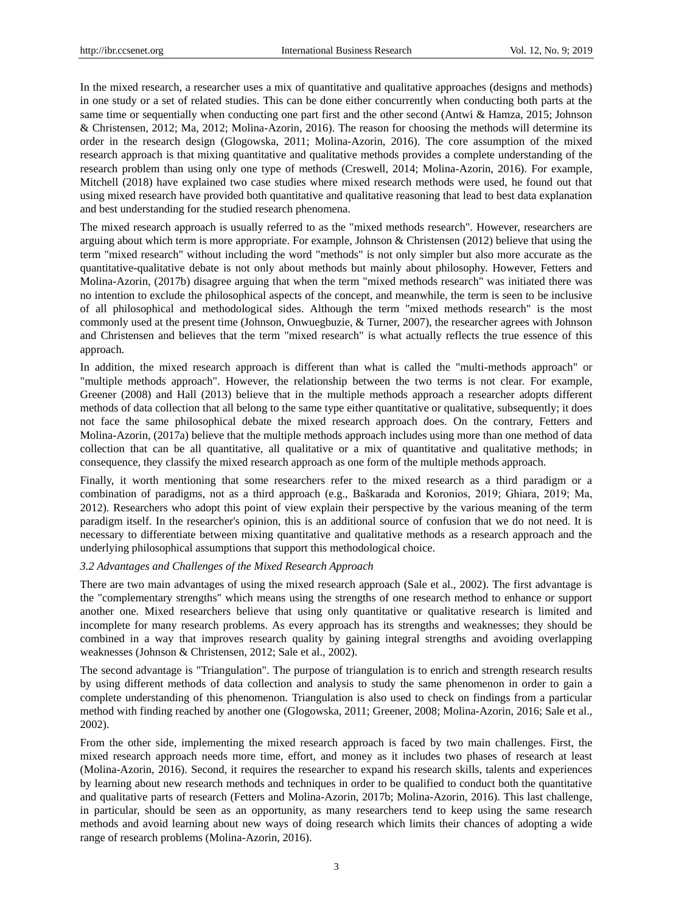In the mixed research, a researcher uses a mix of quantitative and qualitative approaches (designs and methods) in one study or a set of related studies. This can be done either concurrently when conducting both parts at the same time or sequentially when conducting one part first and the other second (Antwi & Hamza, 2015; Johnson & Christensen, 2012; Ma, 2012; Molina-Azorin, 2016). The reason for choosing the methods will determine its order in the research design (Glogowska, 2011; Molina-Azorin, 2016). The core assumption of the mixed research approach is that mixing quantitative and qualitative methods provides a complete understanding of the research problem than using only one type of methods (Creswell, 2014; Molina-Azorin, 2016). For example, Mitchell (2018) have explained two case studies where mixed research methods were used, he found out that using mixed research have provided both quantitative and qualitative reasoning that lead to best data explanation and best understanding for the studied research phenomena.

The mixed research approach is usually referred to as the "mixed methods research". However, researchers are arguing about which term is more appropriate. For example, Johnson & Christensen (2012) believe that using the term "mixed research" without including the word "methods" is not only simpler but also more accurate as the quantitative-qualitative debate is not only about methods but mainly about philosophy. However, Fetters and Molina-Azorin, (2017b) disagree arguing that when the term "mixed methods research" was initiated there was no intention to exclude the philosophical aspects of the concept, and meanwhile, the term is seen to be inclusive of all philosophical and methodological sides. Although the term "mixed methods research" is the most commonly used at the present time (Johnson, Onwuegbuzie, & Turner, 2007), the researcher agrees with Johnson and Christensen and believes that the term "mixed research" is what actually reflects the true essence of this approach.

In addition, the mixed research approach is different than what is called the "multi-methods approach" or "multiple methods approach". However, the relationship between the two terms is not clear. For example, Greener (2008) and Hall (2013) believe that in the multiple methods approach a researcher adopts different methods of data collection that all belong to the same type either quantitative or qualitative, subsequently; it does not face the same philosophical debate the mixed research approach does. On the contrary, Fetters and Molina-Azorin, (2017a) believe that the multiple methods approach includes using more than one method of data collection that can be all quantitative, all qualitative or a mix of quantitative and qualitative methods; in consequence, they classify the mixed research approach as one form of the multiple methods approach.

Finally, it worth mentioning that some researchers refer to the mixed research as a third paradigm or a combination of paradigms, not as a third approach (e.g., Baŝkarada and Koronios, 2019; Ghiara, 2019; Ma, 2012). Researchers who adopt this point of view explain their perspective by the various meaning of the term paradigm itself. In the researcher's opinion, this is an additional source of confusion that we do not need. It is necessary to differentiate between mixing quantitative and qualitative methods as a research approach and the underlying philosophical assumptions that support this methodological choice.

### *3.2 Advantages and Challenges of the Mixed Research Approach*

There are two main advantages of using the mixed research approach (Sale et al., 2002). The first advantage is the "complementary strengths" which means using the strengths of one research method to enhance or support another one. Mixed researchers believe that using only quantitative or qualitative research is limited and incomplete for many research problems. As every approach has its strengths and weaknesses; they should be combined in a way that improves research quality by gaining integral strengths and avoiding overlapping weaknesses (Johnson & Christensen, 2012; Sale et al., 2002).

The second advantage is "Triangulation". The purpose of triangulation is to enrich and strength research results by using different methods of data collection and analysis to study the same phenomenon in order to gain a complete understanding of this phenomenon. Triangulation is also used to check on findings from a particular method with finding reached by another one (Glogowska, 2011; Greener, 2008; Molina-Azorin, 2016; Sale et al., 2002).

From the other side, implementing the mixed research approach is faced by two main challenges. First, the mixed research approach needs more time, effort, and money as it includes two phases of research at least (Molina-Azorin, 2016). Second, it requires the researcher to expand his research skills, talents and experiences by learning about new research methods and techniques in order to be qualified to conduct both the quantitative and qualitative parts of research (Fetters and Molina-Azorin, 2017b; Molina-Azorin, 2016). This last challenge, in particular, should be seen as an opportunity, as many researchers tend to keep using the same research methods and avoid learning about new ways of doing research which limits their chances of adopting a wide range of research problems (Molina-Azorin, 2016).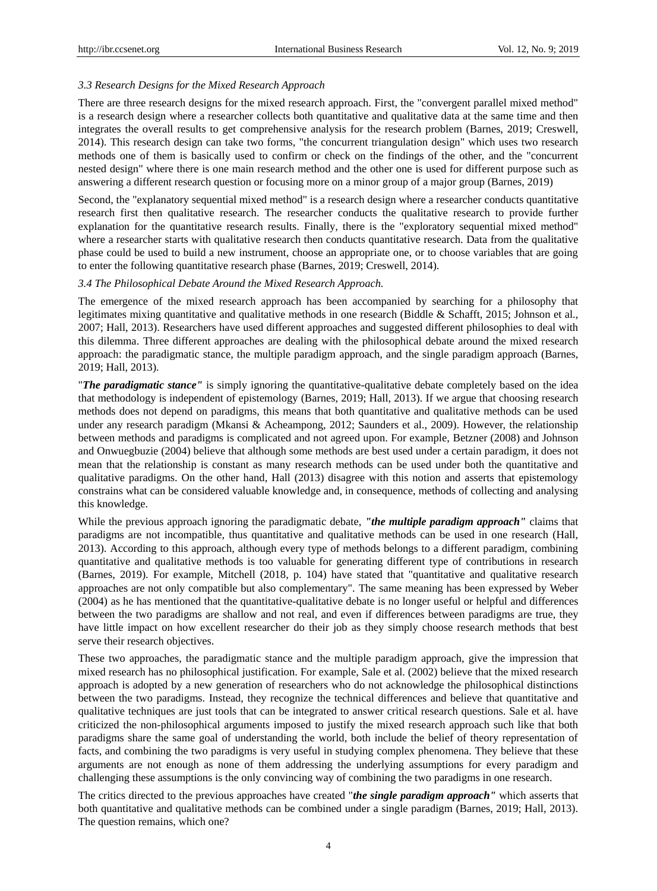### *3.3 Research Designs for the Mixed Research Approach*

There are three research designs for the mixed research approach. First, the "convergent parallel mixed method" is a research design where a researcher collects both quantitative and qualitative data at the same time and then integrates the overall results to get comprehensive analysis for the research problem (Barnes, 2019; Creswell, 2014). This research design can take two forms, "the concurrent triangulation design" which uses two research methods one of them is basically used to confirm or check on the findings of the other, and the "concurrent nested design" where there is one main research method and the other one is used for different purpose such as answering a different research question or focusing more on a minor group of a major group (Barnes, 2019)

Second, the "explanatory sequential mixed method" is a research design where a researcher conducts quantitative research first then qualitative research. The researcher conducts the qualitative research to provide further explanation for the quantitative research results. Finally, there is the "exploratory sequential mixed method" where a researcher starts with qualitative research then conducts quantitative research. Data from the qualitative phase could be used to build a new instrument, choose an appropriate one, or to choose variables that are going to enter the following quantitative research phase (Barnes, 2019; Creswell, 2014).

### *3.4 The Philosophical Debate Around the Mixed Research Approach.*

The emergence of the mixed research approach has been accompanied by searching for a philosophy that legitimates mixing quantitative and qualitative methods in one research (Biddle & Schafft, 2015; Johnson et al., 2007; Hall, 2013). Researchers have used different approaches and suggested different philosophies to deal with this dilemma. Three different approaches are dealing with the philosophical debate around the mixed research approach: the paradigmatic stance, the multiple paradigm approach, and the single paradigm approach (Barnes, 2019; Hall, 2013).

"***The paradigmatic stance"*** is simply ignoring the quantitative-qualitative debate completely based on the idea that methodology is independent of epistemology (Barnes, 2019; Hall, 2013). If we argue that choosing research methods does not depend on paradigms, this means that both quantitative and qualitative methods can be used under any research paradigm (Mkansi & Acheampong, 2012; Saunders et al., 2009). However, the relationship between methods and paradigms is complicated and not agreed upon. For example, Betzner (2008) and Johnson and Onwuegbuzie (2004) believe that although some methods are best used under a certain paradigm, it does not mean that the relationship is constant as many research methods can be used under both the quantitative and qualitative paradigms. On the other hand, Hall (2013) disagree with this notion and asserts that epistemology constrains what can be considered valuable knowledge and, in consequence, methods of collecting and analysing this knowledge.

While the previous approach ignoring the paradigmatic debate, ***"the multiple paradigm approach"*** claims that paradigms are not incompatible, thus quantitative and qualitative methods can be used in one research (Hall, 2013). According to this approach, although every type of methods belongs to a different paradigm, combining quantitative and qualitative methods is too valuable for generating different type of contributions in research (Barnes, 2019). For example, Mitchell (2018, p. 104) have stated that "quantitative and qualitative research approaches are not only compatible but also complementary". The same meaning has been expressed by Weber (2004) as he has mentioned that the quantitative-qualitative debate is no longer useful or helpful and differences between the two paradigms are shallow and not real, and even if differences between paradigms are true, they have little impact on how excellent researcher do their job as they simply choose research methods that best serve their research objectives.

These two approaches, the paradigmatic stance and the multiple paradigm approach, give the impression that mixed research has no philosophical justification. For example, Sale et al. (2002) believe that the mixed research approach is adopted by a new generation of researchers who do not acknowledge the philosophical distinctions between the two paradigms. Instead, they recognize the technical differences and believe that quantitative and qualitative techniques are just tools that can be integrated to answer critical research questions. Sale et al. have criticized the non-philosophical arguments imposed to justify the mixed research approach such like that both paradigms share the same goal of understanding the world, both include the belief of theory representation of facts, and combining the two paradigms is very useful in studying complex phenomena. They believe that these arguments are not enough as none of them addressing the underlying assumptions for every paradigm and challenging these assumptions is the only convincing way of combining the two paradigms in one research.

The critics directed to the previous approaches have created "***the single paradigm approach"*** which asserts that both quantitative and qualitative methods can be combined under a single paradigm (Barnes, 2019; Hall, 2013). The question remains, which one?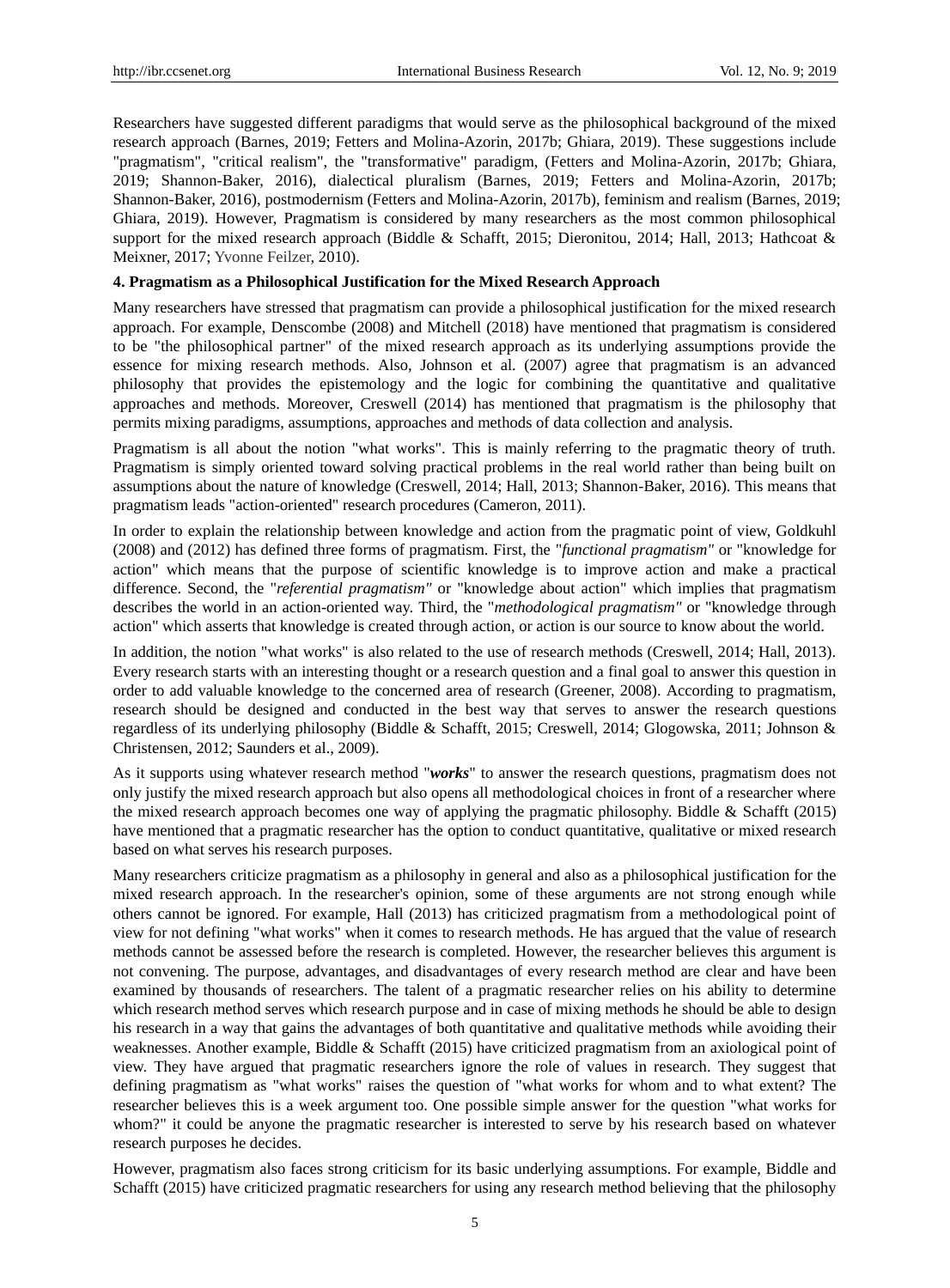Researchers have suggested different paradigms that would serve as the philosophical background of the mixed research approach (Barnes, 2019; Fetters and Molina-Azorin, 2017b; Ghiara, 2019). These suggestions include "pragmatism", "critical realism", the "transformative" paradigm, (Fetters and Molina-Azorin, 2017b; Ghiara, 2019; Shannon-Baker, 2016), dialectical pluralism (Barnes, 2019; Fetters and Molina-Azorin, 2017b; Shannon-Baker, 2016), postmodernism (Fetters and Molina-Azorin, 2017b), feminism and realism (Barnes, 2019; Ghiara, 2019). However, Pragmatism is considered by many researchers as the most common philosophical support for the mixed research approach (Biddle & Schafft, 2015; Dieronitou, 2014; Hall, 2013; Hathcoat & Meixner, 2017; Yvonne Feilzer, 2010).

## 4. Pragmatism as a Philosophical Justification for the Mixed Research Approach

Many researchers have stressed that pragmatism can provide a philosophical justification for the mixed research approach. For example, Denscombe (2008) and Mitchell (2018) have mentioned that pragmatism is considered to be "the philosophical partner" of the mixed research approach as its underlying assumptions provide the essence for mixing research methods. Also, Johnson et al. (2007) agree that pragmatism is an advanced philosophy that provides the epistemology and the logic for combining the quantitative and qualitative approaches and methods. Moreover, Creswell (2014) has mentioned that pragmatism is the philosophy that permits mixing paradigms, assumptions, approaches and methods of data collection and analysis.

Pragmatism is all about the notion "what works". This is mainly referring to the pragmatic theory of truth. Pragmatism is simply oriented toward solving practical problems in the real world rather than being built on assumptions about the nature of knowledge (Creswell, 2014; Hall, 2013; Shannon-Baker, 2016). This means that pragmatism leads "action-oriented" research procedures (Cameron, 2011).

In order to explain the relationship between knowledge and action from the pragmatic point of view, Goldkuhl (2008) and (2012) has defined three forms of pragmatism. First, the "*functional pragmatism*" or "knowledge for action" which means that the purpose of scientific knowledge is to improve action and make a practical difference. Second, the "*referential pragmatism*" or "knowledge about action" which implies that pragmatism describes the world in an action-oriented way. Third, the "*methodological pragmatism*" or "knowledge through action" which asserts that knowledge is created through action, or action is our source to know about the world.

In addition, the notion "what works" is also related to the use of research methods (Creswell, 2014; Hall, 2013). Every research starts with an interesting thought or a research question and a final goal to answer this question in order to add valuable knowledge to the concerned area of research (Greener, 2008). According to pragmatism, research should be designed and conducted in the best way that serves to answer the research questions regardless of its underlying philosophy (Biddle & Schafft, 2015; Creswell, 2014; Glogowska, 2011; Johnson & Christensen, 2012; Saunders et al., 2009).

As it supports using whatever research method "***works***" to answer the research questions, pragmatism does not only justify the mixed research approach but also opens all methodological choices in front of a researcher where the mixed research approach becomes one way of applying the pragmatic philosophy. Biddle & Schafft (2015) have mentioned that a pragmatic researcher has the option to conduct quantitative, qualitative or mixed research based on what serves his research purposes.

Many researchers criticize pragmatism as a philosophy in general and also as a philosophical justification for the mixed research approach. In the researcher's opinion, some of these arguments are not strong enough while others cannot be ignored. For example, Hall (2013) has criticized pragmatism from a methodological point of view for not defining "what works" when it comes to research methods. He has argued that the value of research methods cannot be assessed before the research is completed. However, the researcher believes this argument is not convening. The purpose, advantages, and disadvantages of every research method are clear and have been examined by thousands of researchers. The talent of a pragmatic researcher relies on his ability to determine which research method serves which research purpose and in case of mixing methods he should be able to design his research in a way that gains the advantages of both quantitative and qualitative methods while avoiding their weaknesses. Another example, Biddle & Schafft (2015) have criticized pragmatism from an axiological point of view. They have argued that pragmatic researchers ignore the role of values in research. They suggest that defining pragmatism as "what works" raises the question of "what works for whom and to what extent? The researcher believes this is a week argument too. One possible simple answer for the question "what works for whom?" it could be anyone the pragmatic researcher is interested to serve by his research based on whatever research purposes he decides.

However, pragmatism also faces strong criticism for its basic underlying assumptions. For example, Biddle and Schafft (2015) have criticized pragmatic researchers for using any research method believing that the philosophy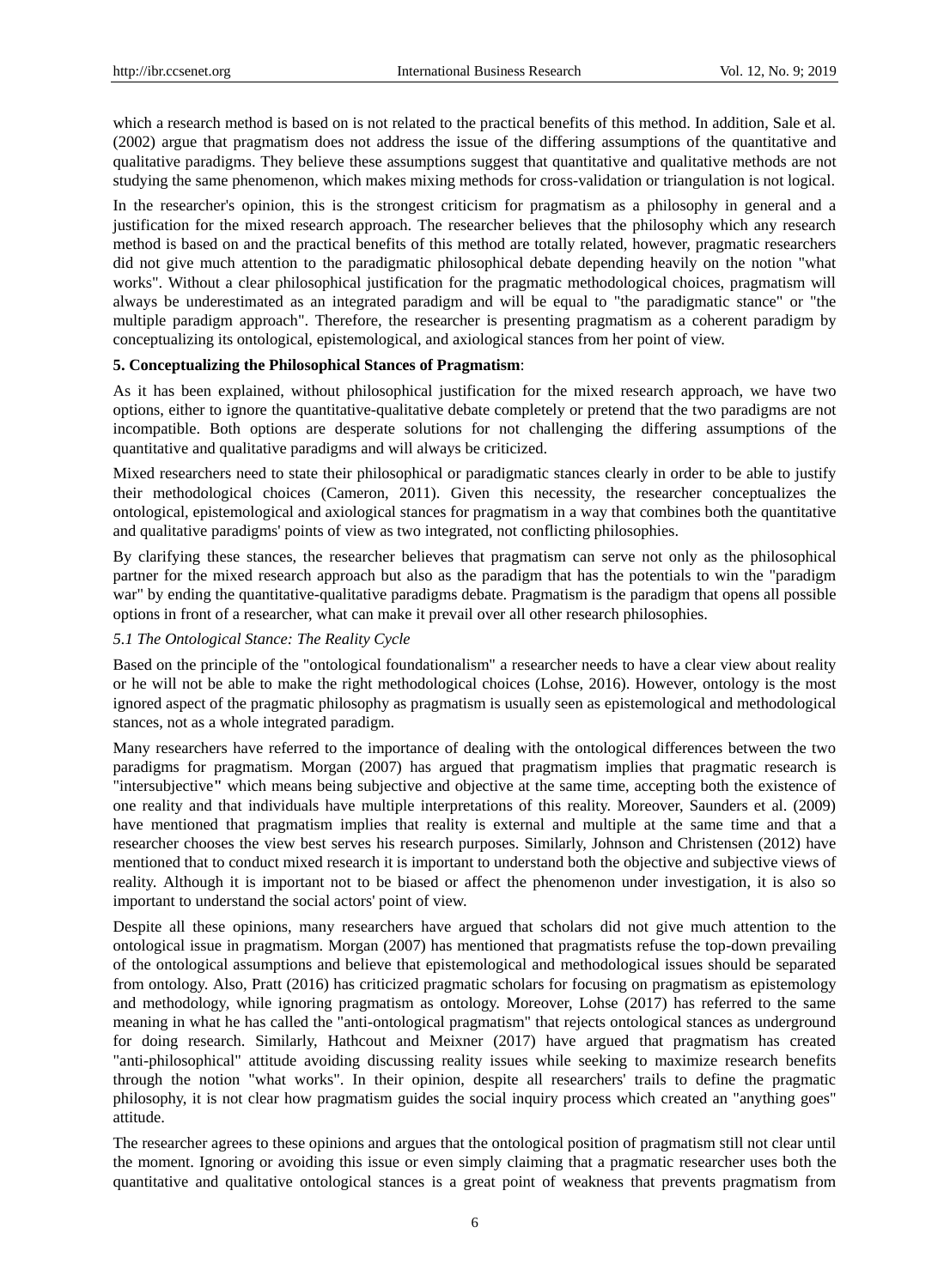which a research method is based on is not related to the practical benefits of this method. In addition, Sale et al. (2002) argue that pragmatism does not address the issue of the differing assumptions of the quantitative and qualitative paradigms. They believe these assumptions suggest that quantitative and qualitative methods are not studying the same phenomenon, which makes mixing methods for cross-validation or triangulation is not logical.

In the researcher's opinion, this is the strongest criticism for pragmatism as a philosophy in general and a justification for the mixed research approach. The researcher believes that the philosophy which any research method is based on and the practical benefits of this method are totally related, however, pragmatic researchers did not give much attention to the paradigmatic philosophical debate depending heavily on the notion "what works". Without a clear philosophical justification for the pragmatic methodological choices, pragmatism will always be underestimated as an integrated paradigm and will be equal to "the paradigmatic stance" or "the multiple paradigm approach". Therefore, the researcher is presenting pragmatism as a coherent paradigm by conceptualizing its ontological, epistemological, and axiological stances from her point of view.

## 5. Conceptualizing the Philosophical Stances of Pragmatism:

As it has been explained, without philosophical justification for the mixed research approach, we have two options, either to ignore the quantitative-qualitative debate completely or pretend that the two paradigms are not incompatible. Both options are desperate solutions for not challenging the differing assumptions of the quantitative and qualitative paradigms and will always be criticized.

Mixed researchers need to state their philosophical or paradigmatic stances clearly in order to be able to justify their methodological choices (Cameron, 2011). Given this necessity, the researcher conceptualizes the ontological, epistemological and axiological stances for pragmatism in a way that combines both the quantitative and qualitative paradigms' points of view as two integrated, not conflicting philosophies.

By clarifying these stances, the researcher believes that pragmatism can serve not only as the philosophical partner for the mixed research approach but also as the paradigm that has the potentials to win the "paradigm war" by ending the quantitative-qualitative paradigms debate. Pragmatism is the paradigm that opens all possible options in front of a researcher, what can make it prevail over all other research philosophies.

### *5.1 The Ontological Stance: The Reality Cycle*

Based on the principle of the "ontological foundationalism" a researcher needs to have a clear view about reality or he will not be able to make the right methodological choices (Lohse, 2016). However, ontology is the most ignored aspect of the pragmatic philosophy as pragmatism is usually seen as epistemological and methodological stances, not as a whole integrated paradigm.

Many researchers have referred to the importance of dealing with the ontological differences between the two paradigms for pragmatism. Morgan (2007) has argued that pragmatism implies that pragmatic research is "intersubjective" which means being subjective and objective at the same time, accepting both the existence of one reality and that individuals have multiple interpretations of this reality. Moreover, Saunders et al. (2009) have mentioned that pragmatism implies that reality is external and multiple at the same time and that a researcher chooses the view best serves his research purposes. Similarly, Johnson and Christensen (2012) have mentioned that to conduct mixed research it is important to understand both the objective and subjective views of reality. Although it is important not to be biased or affect the phenomenon under investigation, it is also so important to understand the social actors' point of view.

Despite all these opinions, many researchers have argued that scholars did not give much attention to the ontological issue in pragmatism. Morgan (2007) has mentioned that pragmatists refuse the top-down prevailing of the ontological assumptions and believe that epistemological and methodological issues should be separated from ontology. Also, Pratt (2016) has criticized pragmatic scholars for focusing on pragmatism as epistemology and methodology, while ignoring pragmatism as ontology. Moreover, Lohse (2017) has referred to the same meaning in what he has called the "anti-ontological pragmatism" that rejects ontological stances as underground for doing research. Similarly, Hathcout and Meixner (2017) have argued that pragmatism has created "anti-philosophical" attitude avoiding discussing reality issues while seeking to maximize research benefits through the notion "what works". In their opinion, despite all researchers' trails to define the pragmatic philosophy, it is not clear how pragmatism guides the social inquiry process which created an "anything goes" attitude.

The researcher agrees to these opinions and argues that the ontological position of pragmatism still not clear until the moment. Ignoring or avoiding this issue or even simply claiming that a pragmatic researcher uses both the quantitative and qualitative ontological stances is a great point of weakness that prevents pragmatism from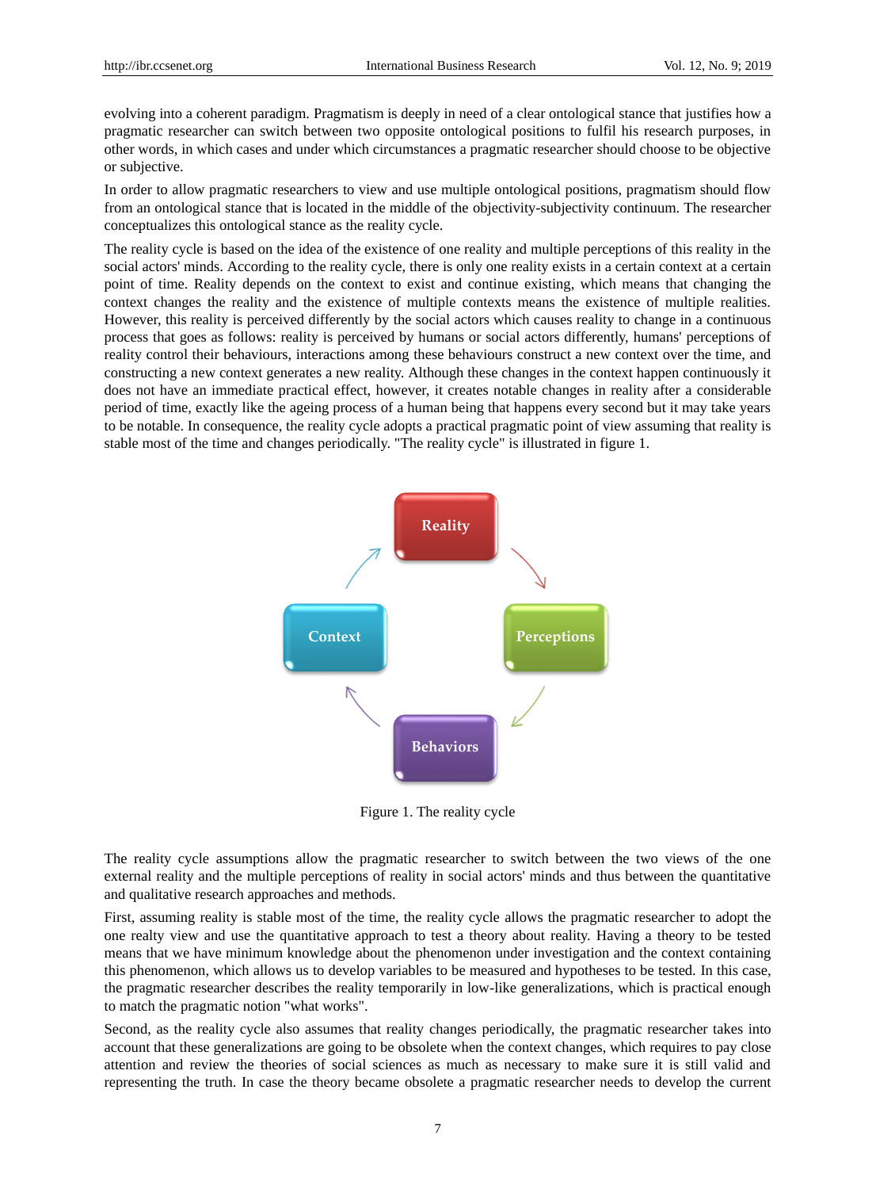evolving into a coherent paradigm. Pragmatism is deeply in need of a clear ontological stance that justifies how a pragmatic researcher can switch between two opposite ontological positions to fulfil his research purposes, in other words, in which cases and under which circumstances a pragmatic researcher should choose to be objective or subjective.

In order to allow pragmatic researchers to view and use multiple ontological positions, pragmatism should flow from an ontological stance that is located in the middle of the objectivity-subjectivity continuum. The researcher conceptualizes this ontological stance as the reality cycle.

The reality cycle is based on the idea of the existence of one reality and multiple perceptions of this reality in the social actors' minds. According to the reality cycle, there is only one reality exists in a certain context at a certain point of time. Reality depends on the context to exist and continue existing, which means that changing the context changes the reality and the existence of multiple contexts means the existence of multiple realities. However, this reality is perceived differently by the social actors which causes reality to change in a continuous process that goes as follows: reality is perceived by humans or social actors differently, humans' perceptions of reality control their behaviours, interactions among these behaviours construct a new context over the time, and constructing a new context generates a new reality. Although these changes in the context happen continuously it does not have an immediate practical effect, however, it creates notable changes in reality after a considerable period of time, exactly like the ageing process of a human being that happens every second but it may take years to be notable. In consequence, the reality cycle adopts a practical pragmatic point of view assuming that reality is stable most of the time and changes periodically. "The reality cycle" is illustrated in figure 1.

Reality → Perceptions → Behaviors → Context → Reality

Figure 1. The reality cycle

The reality cycle assumptions allow the pragmatic researcher to switch between the two views of the one external reality and the multiple perceptions of reality in social actors' minds and thus between the quantitative and qualitative research approaches and methods.

First, assuming reality is stable most of the time, the reality cycle allows the pragmatic researcher to adopt the one realty view and use the quantitative approach to test a theory about reality. Having a theory to be tested means that we have minimum knowledge about the phenomenon under investigation and the context containing this phenomenon, which allows us to develop variables to be measured and hypotheses to be tested. In this case, the pragmatic researcher describes the reality temporarily in low-like generalizations, which is practical enough to match the pragmatic notion "what works".

Second, as the reality cycle also assumes that reality changes periodically, the pragmatic researcher takes into account that these generalizations are going to be obsolete when the context changes, which requires to pay close attention and review the theories of social sciences as much as necessary to make sure it is still valid and representing the truth. In case the theory became obsolete a pragmatic researcher needs to develop the current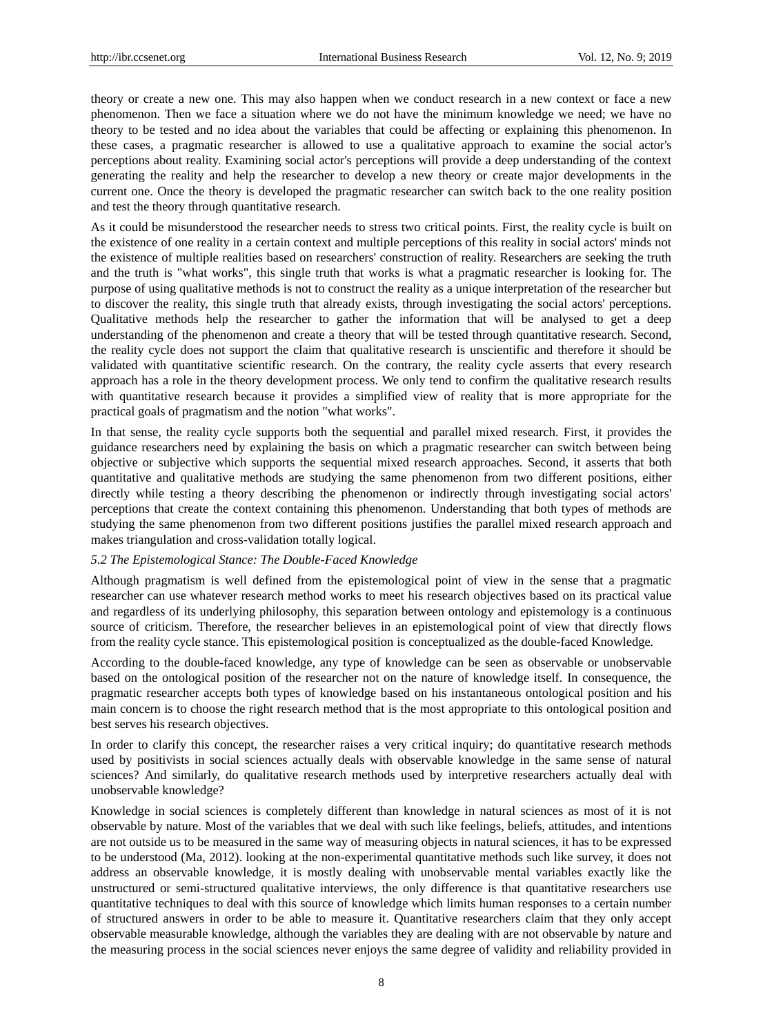theory or create a new one. This may also happen when we conduct research in a new context or face a new phenomenon. Then we face a situation where we do not have the minimum knowledge we need; we have no theory to be tested and no idea about the variables that could be affecting or explaining this phenomenon. In these cases, a pragmatic researcher is allowed to use a qualitative approach to examine the social actor's perceptions about reality. Examining social actor's perceptions will provide a deep understanding of the context generating the reality and help the researcher to develop a new theory or create major developments in the current one. Once the theory is developed the pragmatic researcher can switch back to the one reality position and test the theory through quantitative research.

As it could be misunderstood the researcher needs to stress two critical points. First, the reality cycle is built on the existence of one reality in a certain context and multiple perceptions of this reality in social actors' minds not the existence of multiple realities based on researchers' construction of reality. Researchers are seeking the truth and the truth is "what works", this single truth that works is what a pragmatic researcher is looking for. The purpose of using qualitative methods is not to construct the reality as a unique interpretation of the researcher but to discover the reality, this single truth that already exists, through investigating the social actors' perceptions. Qualitative methods help the researcher to gather the information that will be analysed to get a deep understanding of the phenomenon and create a theory that will be tested through quantitative research. Second, the reality cycle does not support the claim that qualitative research is unscientific and therefore it should be validated with quantitative scientific research. On the contrary, the reality cycle asserts that every research approach has a role in the theory development process. We only tend to confirm the qualitative research results with quantitative research because it provides a simplified view of reality that is more appropriate for the practical goals of pragmatism and the notion "what works".

In that sense, the reality cycle supports both the sequential and parallel mixed research. First, it provides the guidance researchers need by explaining the basis on which a pragmatic researcher can switch between being objective or subjective which supports the sequential mixed research approaches. Second, it asserts that both quantitative and qualitative methods are studying the same phenomenon from two different positions, either directly while testing a theory describing the phenomenon or indirectly through investigating social actors' perceptions that create the context containing this phenomenon. Understanding that both types of methods are studying the same phenomenon from two different positions justifies the parallel mixed research approach and makes triangulation and cross-validation totally logical.

### *5.2 The Epistemological Stance: The Double-Faced Knowledge*

Although pragmatism is well defined from the epistemological point of view in the sense that a pragmatic researcher can use whatever research method works to meet his research objectives based on its practical value and regardless of its underlying philosophy, this separation between ontology and epistemology is a continuous source of criticism. Therefore, the researcher believes in an epistemological point of view that directly flows from the reality cycle stance. This epistemological position is conceptualized as the double-faced Knowledge.

According to the double-faced knowledge, any type of knowledge can be seen as observable or unobservable based on the ontological position of the researcher not on the nature of knowledge itself. In consequence, the pragmatic researcher accepts both types of knowledge based on his instantaneous ontological position and his main concern is to choose the right research method that is the most appropriate to this ontological position and best serves his research objectives.

In order to clarify this concept, the researcher raises a very critical inquiry; do quantitative research methods used by positivists in social sciences actually deals with observable knowledge in the same sense of natural sciences? And similarly, do qualitative research methods used by interpretive researchers actually deal with unobservable knowledge?

Knowledge in social sciences is completely different than knowledge in natural sciences as most of it is not observable by nature. Most of the variables that we deal with such like feelings, beliefs, attitudes, and intentions are not outside us to be measured in the same way of measuring objects in natural sciences, it has to be expressed to be understood (Ma, 2012). looking at the non-experimental quantitative methods such like survey, it does not address an observable knowledge, it is mostly dealing with unobservable mental variables exactly like the unstructured or semi-structured qualitative interviews, the only difference is that quantitative researchers use quantitative techniques to deal with this source of knowledge which limits human responses to a certain number of structured answers in order to be able to measure it. Quantitative researchers claim that they only accept observable measurable knowledge, although the variables they are dealing with are not observable by nature and the measuring process in the social sciences never enjoys the same degree of validity and reliability provided in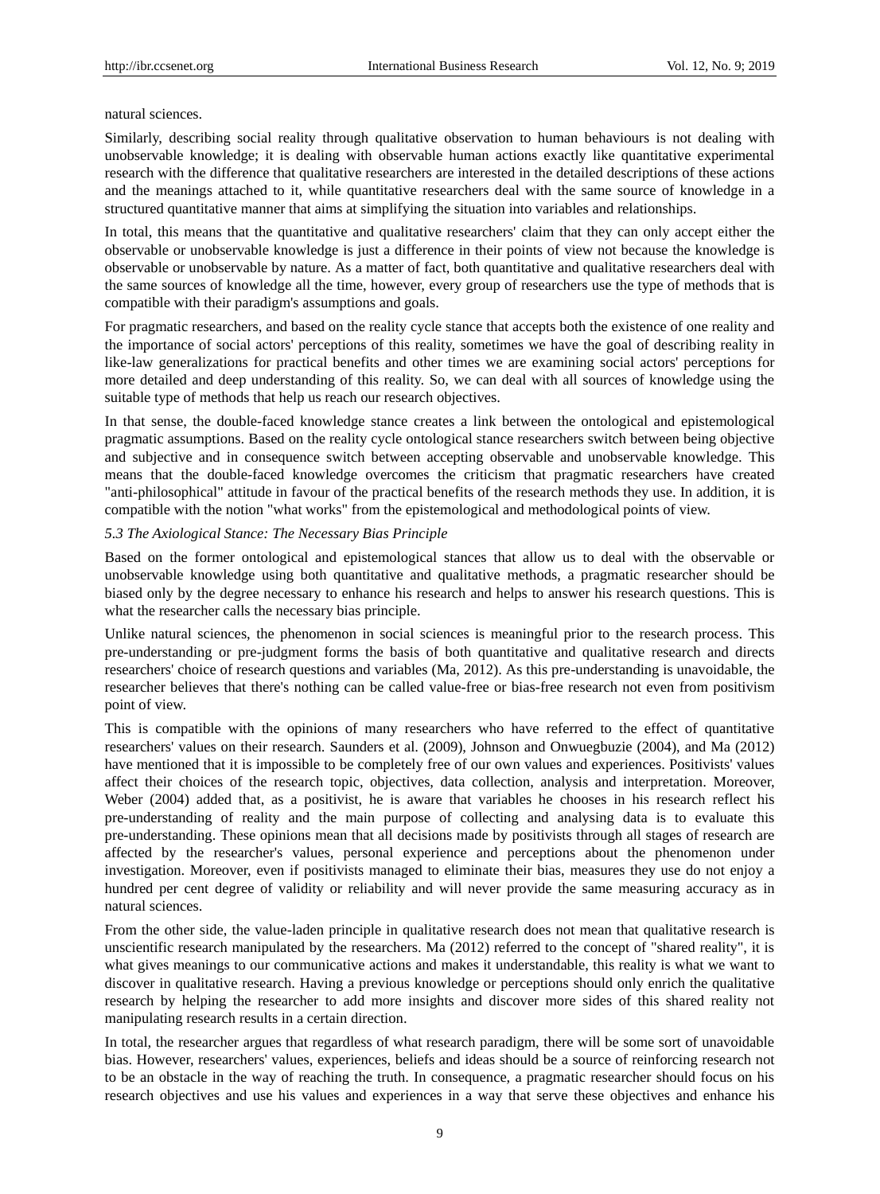natural sciences.

Similarly, describing social reality through qualitative observation to human behaviours is not dealing with unobservable knowledge; it is dealing with observable human actions exactly like quantitative experimental research with the difference that qualitative researchers are interested in the detailed descriptions of these actions and the meanings attached to it, while quantitative researchers deal with the same source of knowledge in a structured quantitative manner that aims at simplifying the situation into variables and relationships.

In total, this means that the quantitative and qualitative researchers' claim that they can only accept either the observable or unobservable knowledge is just a difference in their points of view not because the knowledge is observable or unobservable by nature. As a matter of fact, both quantitative and qualitative researchers deal with the same sources of knowledge all the time, however, every group of researchers use the type of methods that is compatible with their paradigm's assumptions and goals.

For pragmatic researchers, and based on the reality cycle stance that accepts both the existence of one reality and the importance of social actors' perceptions of this reality, sometimes we have the goal of describing reality in like-law generalizations for practical benefits and other times we are examining social actors' perceptions for more detailed and deep understanding of this reality. So, we can deal with all sources of knowledge using the suitable type of methods that help us reach our research objectives.

In that sense, the double-faced knowledge stance creates a link between the ontological and epistemological pragmatic assumptions. Based on the reality cycle ontological stance researchers switch between being objective and subjective and in consequence switch between accepting observable and unobservable knowledge. This means that the double-faced knowledge overcomes the criticism that pragmatic researchers have created "anti-philosophical" attitude in favour of the practical benefits of the research methods they use. In addition, it is compatible with the notion "what works" from the epistemological and methodological points of view.

### *5.3 The Axiological Stance: The Necessary Bias Principle*

Based on the former ontological and epistemological stances that allow us to deal with the observable or unobservable knowledge using both quantitative and qualitative methods, a pragmatic researcher should be biased only by the degree necessary to enhance his research and helps to answer his research questions. This is what the researcher calls the necessary bias principle.

Unlike natural sciences, the phenomenon in social sciences is meaningful prior to the research process. This pre-understanding or pre-judgment forms the basis of both quantitative and qualitative research and directs researchers' choice of research questions and variables (Ma, 2012). As this pre-understanding is unavoidable, the researcher believes that there's nothing can be called value-free or bias-free research not even from positivism point of view.

This is compatible with the opinions of many researchers who have referred to the effect of quantitative researchers' values on their research. Saunders et al. (2009), Johnson and Onwuegbuzie (2004), and Ma (2012) have mentioned that it is impossible to be completely free of our own values and experiences. Positivists' values affect their choices of the research topic, objectives, data collection, analysis and interpretation. Moreover, Weber (2004) added that, as a positivist, he is aware that variables he chooses in his research reflect his pre-understanding of reality and the main purpose of collecting and analysing data is to evaluate this pre-understanding. These opinions mean that all decisions made by positivists through all stages of research are affected by the researcher's values, personal experience and perceptions about the phenomenon under investigation. Moreover, even if positivists managed to eliminate their bias, measures they use do not enjoy a hundred per cent degree of validity or reliability and will never provide the same measuring accuracy as in natural sciences.

From the other side, the value-laden principle in qualitative research does not mean that qualitative research is unscientific research manipulated by the researchers. Ma (2012) referred to the concept of "shared reality", it is what gives meanings to our communicative actions and makes it understandable, this reality is what we want to discover in qualitative research. Having a previous knowledge or perceptions should only enrich the qualitative research by helping the researcher to add more insights and discover more sides of this shared reality not manipulating research results in a certain direction.

In total, the researcher argues that regardless of what research paradigm, there will be some sort of unavoidable bias. However, researchers' values, experiences, beliefs and ideas should be a source of reinforcing research not to be an obstacle in the way of reaching the truth. In consequence, a pragmatic researcher should focus on his research objectives and use his values and experiences in a way that serve these objectives and enhance his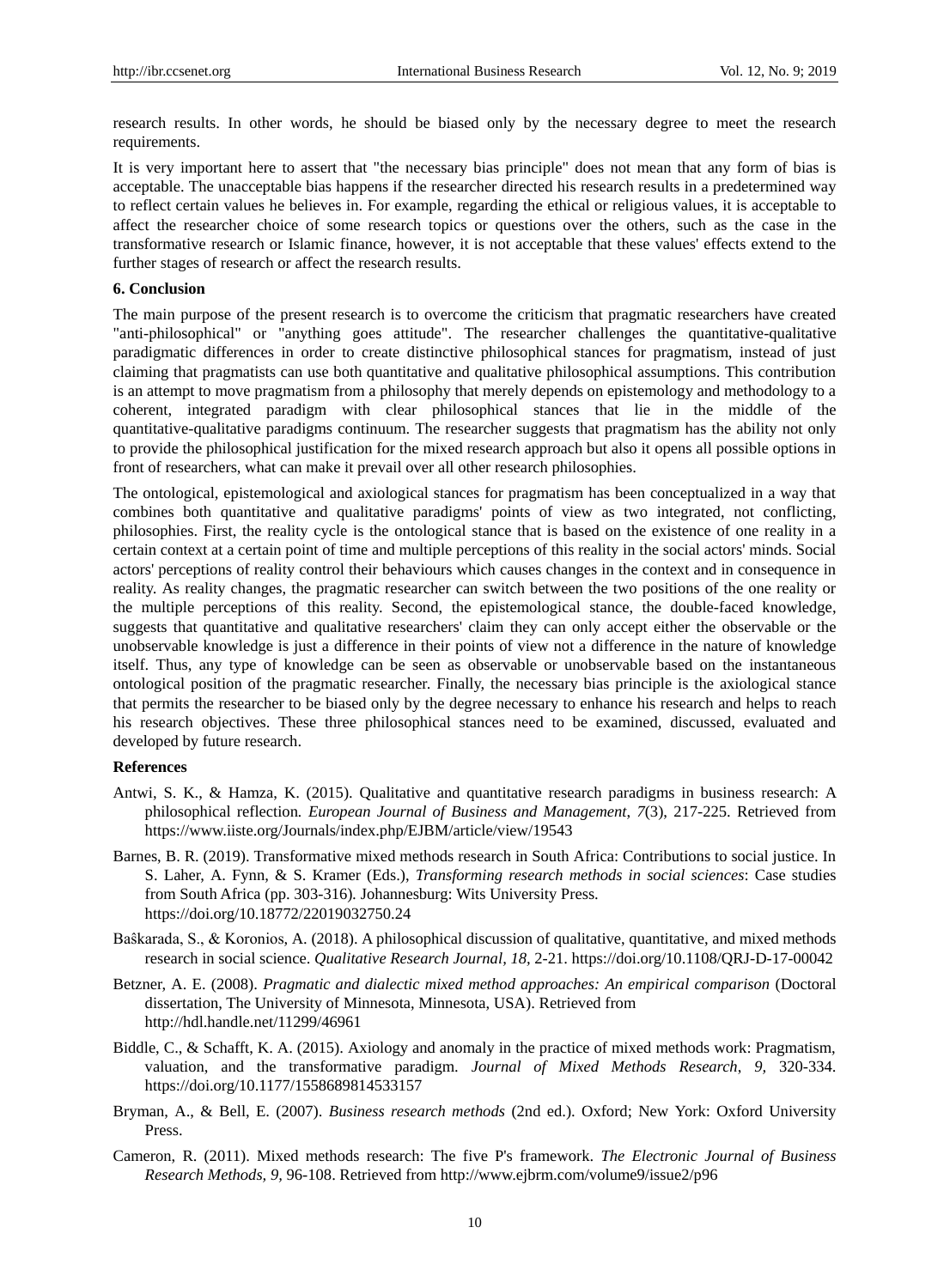research results. In other words, he should be biased only by the necessary degree to meet the research requirements.

It is very important here to assert that "the necessary bias principle" does not mean that any form of bias is acceptable. The unacceptable bias happens if the researcher directed his research results in a predetermined way to reflect certain values he believes in. For example, regarding the ethical or religious values, it is acceptable to affect the researcher choice of some research topics or questions over the others, such as the case in the transformative research or Islamic finance, however, it is not acceptable that these values' effects extend to the further stages of research or affect the research results.

## 6. Conclusion

The main purpose of the present research is to overcome the criticism that pragmatic researchers have created "anti-philosophical" or "anything goes attitude". The researcher challenges the quantitative-qualitative paradigmatic differences in order to create distinctive philosophical stances for pragmatism, instead of just claiming that pragmatists can use both quantitative and qualitative philosophical assumptions. This contribution is an attempt to move pragmatism from a philosophy that merely depends on epistemology and methodology to a coherent, integrated paradigm with clear philosophical stances that lie in the middle of the quantitative-qualitative paradigms continuum. The researcher suggests that pragmatism has the ability not only to provide the philosophical justification for the mixed research approach but also it opens all possible options in front of researchers, what can make it prevail over all other research philosophies.

The ontological, epistemological and axiological stances for pragmatism has been conceptualized in a way that combines both quantitative and qualitative paradigms' points of view as two integrated, not conflicting, philosophies. First, the reality cycle is the ontological stance that is based on the existence of one reality in a certain context at a certain point of time and multiple perceptions of this reality in the social actors' minds. Social actors' perceptions of reality control their behaviours which causes changes in the context and in consequence in reality. As reality changes, the pragmatic researcher can switch between the two positions of the one reality or the multiple perceptions of this reality. Second, the epistemological stance, the double-faced knowledge, suggests that quantitative and qualitative researchers' claim they can only accept either the observable or the unobservable knowledge is just a difference in their points of view not a difference in the nature of knowledge itself. Thus, any type of knowledge can be seen as observable or unobservable based on the instantaneous ontological position of the pragmatic researcher. Finally, the necessary bias principle is the axiological stance that permits the researcher to be biased only by the degree necessary to enhance his research and helps to reach his research objectives. These three philosophical stances need to be examined, discussed, evaluated and developed by future research.

## References

Antwi, S. K., & Hamza, K. (2015). Qualitative and quantitative research paradigms in business research: A philosophical reflection. *European Journal of Business and Management*, *7*(3), 217-225. Retrieved from https://www.iiste.org/Journals/index.php/EJBM/article/view/19543

Barnes, B. R. (2019). Transformative mixed methods research in South Africa: Contributions to social justice. In S. Laher, A. Fynn, & S. Kramer (Eds.), *Transforming research methods in social sciences*: Case studies from South Africa (pp. 303-316). Johannesburg: Wits University Press. https://doi.org/10.18772/22019032750.24

Baŝkarada, S., & Koronios, A. (2018). A philosophical discussion of qualitative, quantitative, and mixed methods research in social science. *Qualitative Research Journal, 18*, 2-21. https://doi.org/10.1108/QRJ-D-17-00042

Betzner, A. E. (2008). *Pragmatic and dialectic mixed method approaches: An empirical comparison* (Doctoral dissertation, The University of Minnesota, Minnesota, USA). Retrieved from http://hdl.handle.net/11299/46961

Biddle, C., & Schafft, K. A. (2015). Axiology and anomaly in the practice of mixed methods work: Pragmatism, valuation, and the transformative paradigm. *Journal of Mixed Methods Research*, *9*, 320-334. https://doi.org/10.1177/1558689814533157

Bryman, A., & Bell, E. (2007). *Business research methods* (2nd ed.). Oxford; New York: Oxford University Press.

Cameron, R. (2011). Mixed methods research: The five P's framework. *The Electronic Journal of Business Research Methods*, *9*, 96-108. Retrieved from http://www.ejbrm.com/volume9/issue2/p96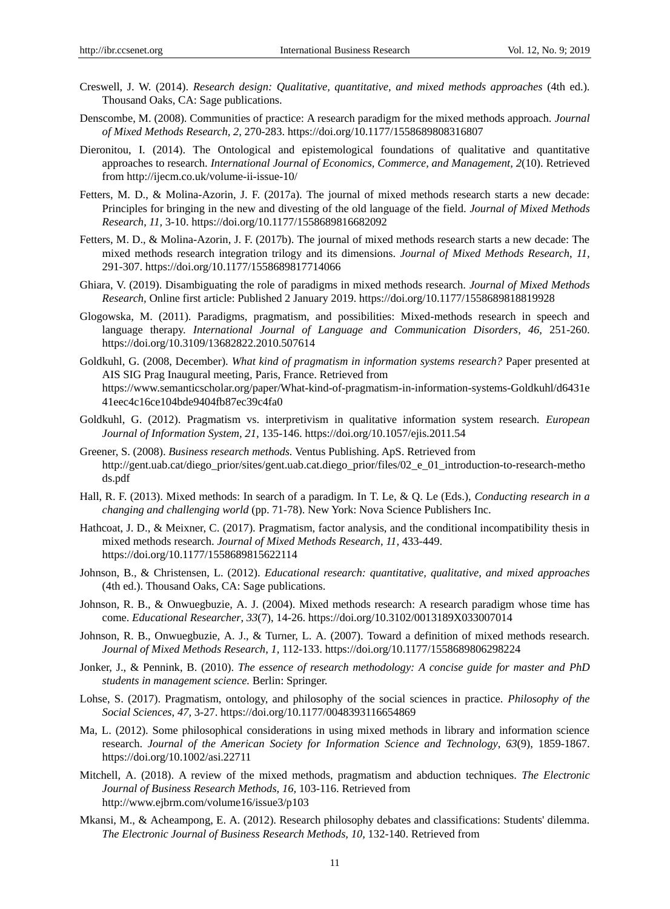Creswell, J. W. (2014). *Research design: Qualitative, quantitative, and mixed methods approaches* (4th ed.). Thousand Oaks, CA: Sage publications.

Denscombe, M. (2008). Communities of practice: A research paradigm for the mixed methods approach. *Journal of Mixed Methods Research, 2,* 270-283. https://doi.org/10.1177/1558689808316807

Dieronitou, I. (2014). The Ontological and epistemological foundations of qualitative and quantitative approaches to research. *International Journal of Economics, Commerce, and Management, 2*(10). Retrieved from http://ijecm.co.uk/volume-ii-issue-10/

Fetters, M. D., & Molina-Azorin, J. F. (2017a). The journal of mixed methods research starts a new decade: Principles for bringing in the new and divesting of the old language of the field. *Journal of Mixed Methods Research, 11,* 3-10. https://doi.org/10.1177/1558689816682092

Fetters, M. D., & Molina-Azorin, J. F. (2017b). The journal of mixed methods research starts a new decade: The mixed methods research integration trilogy and its dimensions. *Journal of Mixed Methods Research, 11,* 291-307. https://doi.org/10.1177/1558689817714066

Ghiara, V. (2019). Disambiguating the role of paradigms in mixed methods research. *Journal of Mixed Methods Research,* Online first article: Published 2 January 2019. https://doi.org/10.1177/1558689818819928

Glogowska, M. (2011). Paradigms, pragmatism, and possibilities: Mixed-methods research in speech and language therapy. *International Journal of Language and Communication Disorders, 46,* 251-260. https://doi.org/10.3109/13682822.2010.507614

Goldkuhl, G. (2008, December). *What kind of pragmatism in information systems research?* Paper presented at AIS SIG Prag Inaugural meeting, Paris, France. Retrieved from https://www.semanticscholar.org/paper/What-kind-of-pragmatism-in-information-systems-Goldkuhl/d6431e41eec4c16ce104bde9404fb87ec39c4fa0

Goldkuhl, G. (2012). Pragmatism vs. interpretivism in qualitative information system research. *European Journal of Information System, 21,* 135-146. https://doi.org/10.1057/ejis.2011.54

Greener, S. (2008). *Business research methods.* Ventus Publishing. ApS. Retrieved from http://gent.uab.cat/diego_prior/sites/gent.uab.cat.diego_prior/files/02_e_01_introduction-to-research-methods.pdf

Hall, R. F. (2013). Mixed methods: In search of a paradigm. In T. Le, & Q. Le (Eds.), *Conducting research in a changing and challenging world* (pp. 71-78). New York: Nova Science Publishers Inc.

Hathcoat, J. D., & Meixner, C. (2017). Pragmatism, factor analysis, and the conditional incompatibility thesis in mixed methods research. *Journal of Mixed Methods Research, 11,* 433-449. https://doi.org/10.1177/1558689815622114

Johnson, B., & Christensen, L. (2012). *Educational research: quantitative, qualitative, and mixed approaches* (4th ed.). Thousand Oaks, CA: Sage publications.

Johnson, R. B., & Onwuegbuzie, A. J. (2004). Mixed methods research: A research paradigm whose time has come. *Educational Researcher, 33*(7), 14-26. https://doi.org/10.3102/0013189X033007014

Johnson, R. B., Onwuegbuzie, A. J., & Turner, L. A. (2007). Toward a definition of mixed methods research. *Journal of Mixed Methods Research, 1,* 112-133. https://doi.org/10.1177/1558689806298224

Jonker, J., & Pennink, B. (2010). *The essence of research methodology: A concise guide for master and PhD students in management science.* Berlin: Springer.

Lohse, S. (2017). Pragmatism, ontology, and philosophy of the social sciences in practice. *Philosophy of the Social Sciences, 47,* 3-27. https://doi.org/10.1177/0048393116654869

Ma, L. (2012). Some philosophical considerations in using mixed methods in library and information science research. *Journal of the American Society for Information Science and Technology, 63*(9), 1859-1867. https://doi.org/10.1002/asi.22711

Mitchell, A. (2018). A review of the mixed methods, pragmatism and abduction techniques. *The Electronic Journal of Business Research Methods, 16,* 103-116. Retrieved from http://www.ejbrm.com/volume16/issue3/p103

Mkansi, M., & Acheampong, E. A. (2012). Research philosophy debates and classifications: Students' dilemma. *The Electronic Journal of Business Research Methods, 10,* 132-140. Retrieved from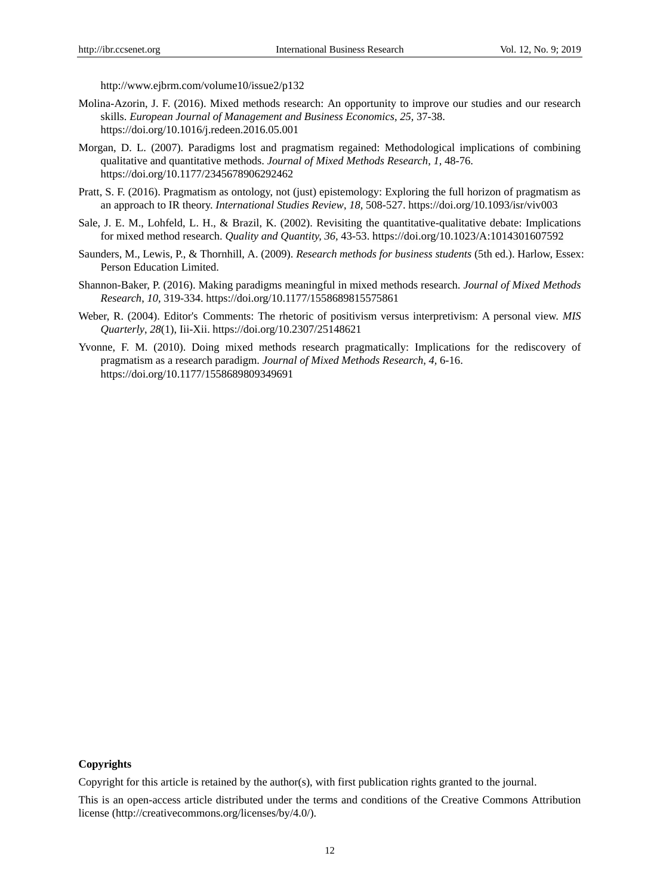http://www.ejbrm.com/volume10/issue2/p132

Molina-Azorin, J. F. (2016). Mixed methods research: An opportunity to improve our studies and our research skills. *European Journal of Management and Business Economics*, *25,* 37-38. https://doi.org/10.1016/j.redeen.2016.05.001

Morgan, D. L. (2007). Paradigms lost and pragmatism regained: Methodological implications of combining qualitative and quantitative methods. *Journal of Mixed Methods Research*, *1*, 48-76. https://doi.org/10.1177/2345678906292462

Pratt, S. F. (2016). Pragmatism as ontology, not (just) epistemology: Exploring the full horizon of pragmatism as an approach to IR theory. *International Studies Review*, *18*, 508-527. https://doi.org/10.1093/isr/viv003

Sale, J. E. M., Lohfeld, L. H., & Brazil, K. (2002). Revisiting the quantitative-qualitative debate: Implications for mixed method research. *Quality and Quantity, 36*, 43-53. https://doi.org/10.1023/A:1014301607592

Saunders, M., Lewis, P., & Thornhill, A. (2009). *Research methods for business students* (5th ed.). Harlow, Essex: Person Education Limited.

Shannon-Baker, P. (2016). Making paradigms meaningful in mixed methods research. *Journal of Mixed Methods Research*, *10*, 319-334. https://doi.org/10.1177/1558689815575861

Weber, R. (2004). Editor's Comments: The rhetoric of positivism versus interpretivism: A personal view. *MIS Quarterly*, *28*(1), Iii-Xii. https://doi.org/10.2307/25148621

Yvonne, F. M. (2010). Doing mixed methods research pragmatically: Implications for the rediscovery of pragmatism as a research paradigm. *Journal of Mixed Methods Research*, *4*, 6-16. https://doi.org/10.1177/1558689809349691

**Copyrights**

Copyright for this article is retained by the author(s), with first publication rights granted to the journal.

This is an open-access article distributed under the terms and conditions of the Creative Commons Attribution license (http://creativecommons.org/licenses/by/4.0/).